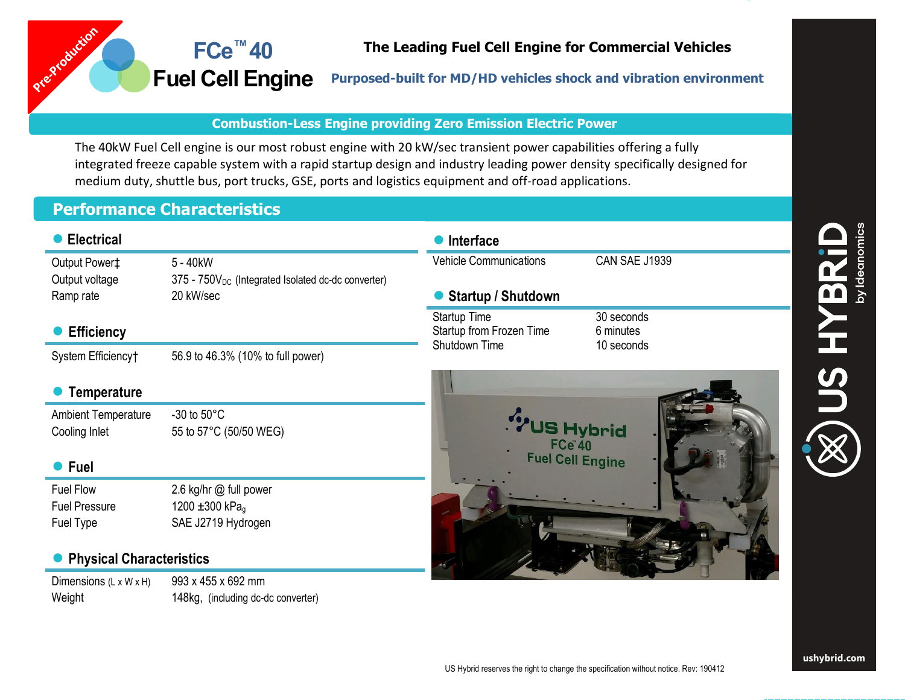Pre-Production

# FCe™ 40 Fuel Cell Engine

**The Leading Fuel Cell Engine for Commercial Vehicles**

**Purposed-built for MD/HD vehicles shock and vibration environment**

## Combustion-Less Engine providing Zero Emission Electric Power

The 40kW Fuel Cell engine is our most robust engine with 20 kW/sec transient power capabilities offering a fully integrated freeze capable system with a rapid startup design and industry leading power density specifically designed for medium duty, shuttle bus, port trucks, GSE, ports and logistics equipment and off-road applications.

## Performance Characteristics

### Electrical

| | |
|---|---|
| Output Power‡ | 5 - 40kW |
| Output voltage | 375 - 750$V_{DC}$ (Integrated Isolated dc-dc converter) |
| Ramp rate | 20 kW/sec |

### Efficiency

| | |
|---|---|
| System Efficiency† | 56.9 to 46.3% (10% to full power) |

### Temperature

| | |
|---|---|
| Ambient Temperature | -30 to 50°C |
| Cooling Inlet | 55 to 57°C (50/50 WEG) |

### Fuel

| | |
|---|---|
| Fuel Flow | 2.6 kg/hr @ full power |
| Fuel Pressure | 1200 ±300 $kPa_g$ |
| Fuel Type | SAE J2719 Hydrogen |

### Physical Characteristics

| | |
|---|---|
| Dimensions (L x W x H) | 993 x 455 x 692 mm |
| Weight | 148kg, (including dc-dc converter) |

### Interface

| | |
|---|---|
| Vehicle Communications | CAN SAE J1939 |

### Startup / Shutdown

| | |
|---|---|
| Startup Time | 30 seconds |
| Startup from Frozen Time | 6 minutes |
| Shutdown Time | 10 seconds |

US Hybrid reserves the right to change the specification without notice. Rev: 190412

US HYBRID by Ideanomics

ushybrid.com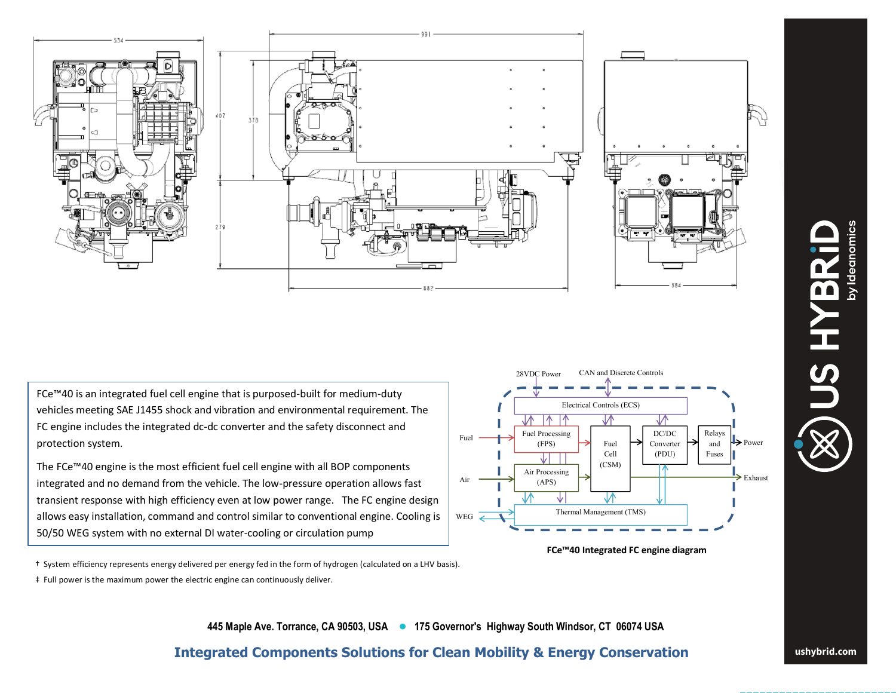FCe™40 is an integrated fuel cell engine that is purposed-built for medium-duty vehicles meeting SAE J1455 shock and vibration and environmental requirement. The FC engine includes the integrated dc-dc converter and the safety disconnect and protection system.

The FCe™40 engine is the most efficient fuel cell engine with all BOP components integrated and no demand from the vehicle. The low-pressure operation allows fast transient response with high efficiency even at low power range. The FC engine design allows easy installation, command and control similar to conventional engine. Cooling is 50/50 WEG system with no external DI water-cooling or circulation pump

28VDC Power
CAN and Discrete Controls
Electrical Controls (ECS)
Fuel
Fuel Processing (FPS)
Fuel Cell (CSM)
DC/DC Converter (PDU)
Relays and Fuses
Power
Air
Air Processing (APS)
Exhaust
WEG
Thermal Management (TMS)

**FCe™40 Integrated FC engine diagram**

† System efficiency represents energy delivered per energy fed in the form of hydrogen (calculated on a LHV basis).

‡ Full power is the maximum power the electric engine can continuously deliver.

**445 Maple Ave. Torrance, CA 90503, USA • 175 Governor's Highway South Windsor, CT 06074 USA**

**Integrated Components Solutions for Clean Mobility & Energy Conservation**

US HYBRID by Ideanomics

ushybrid.com